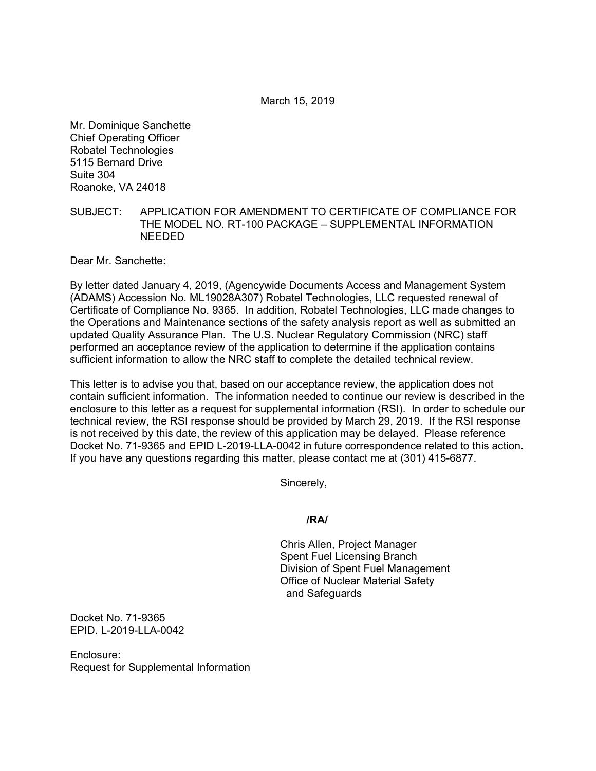March 15, 2019

Mr. Dominique Sanchette
Chief Operating Officer
Robatel Technologies
5115 Bernard Drive
Suite 304
Roanoke, VA 24018

SUBJECT: APPLICATION FOR AMENDMENT TO CERTIFICATE OF COMPLIANCE FOR THE MODEL NO. RT-100 PACKAGE – SUPPLEMENTAL INFORMATION NEEDED

Dear Mr. Sanchette:

By letter dated January 4, 2019, (Agencywide Documents Access and Management System (ADAMS) Accession No. ML19028A307) Robatel Technologies, LLC requested renewal of Certificate of Compliance No. 9365. In addition, Robatel Technologies, LLC made changes to the Operations and Maintenance sections of the safety analysis report as well as submitted an updated Quality Assurance Plan. The U.S. Nuclear Regulatory Commission (NRC) staff performed an acceptance review of the application to determine if the application contains sufficient information to allow the NRC staff to complete the detailed technical review.

This letter is to advise you that, based on our acceptance review, the application does not contain sufficient information. The information needed to continue our review is described in the enclosure to this letter as a request for supplemental information (RSI). In order to schedule our technical review, the RSI response should be provided by March 29, 2019. If the RSI response is not received by this date, the review of this application may be delayed. Please reference Docket No. 71-9365 and EPID L-2019-LLA-0042 in future correspondence related to this action. If you have any questions regarding this matter, please contact me at (301) 415-6877.

Sincerely,

**/RA/**

Chris Allen, Project Manager
Spent Fuel Licensing Branch
Division of Spent Fuel Management
Office of Nuclear Material Safety
and Safeguards

Docket No. 71-9365
EPID. L-2019-LLA-0042

Enclosure:
Request for Supplemental Information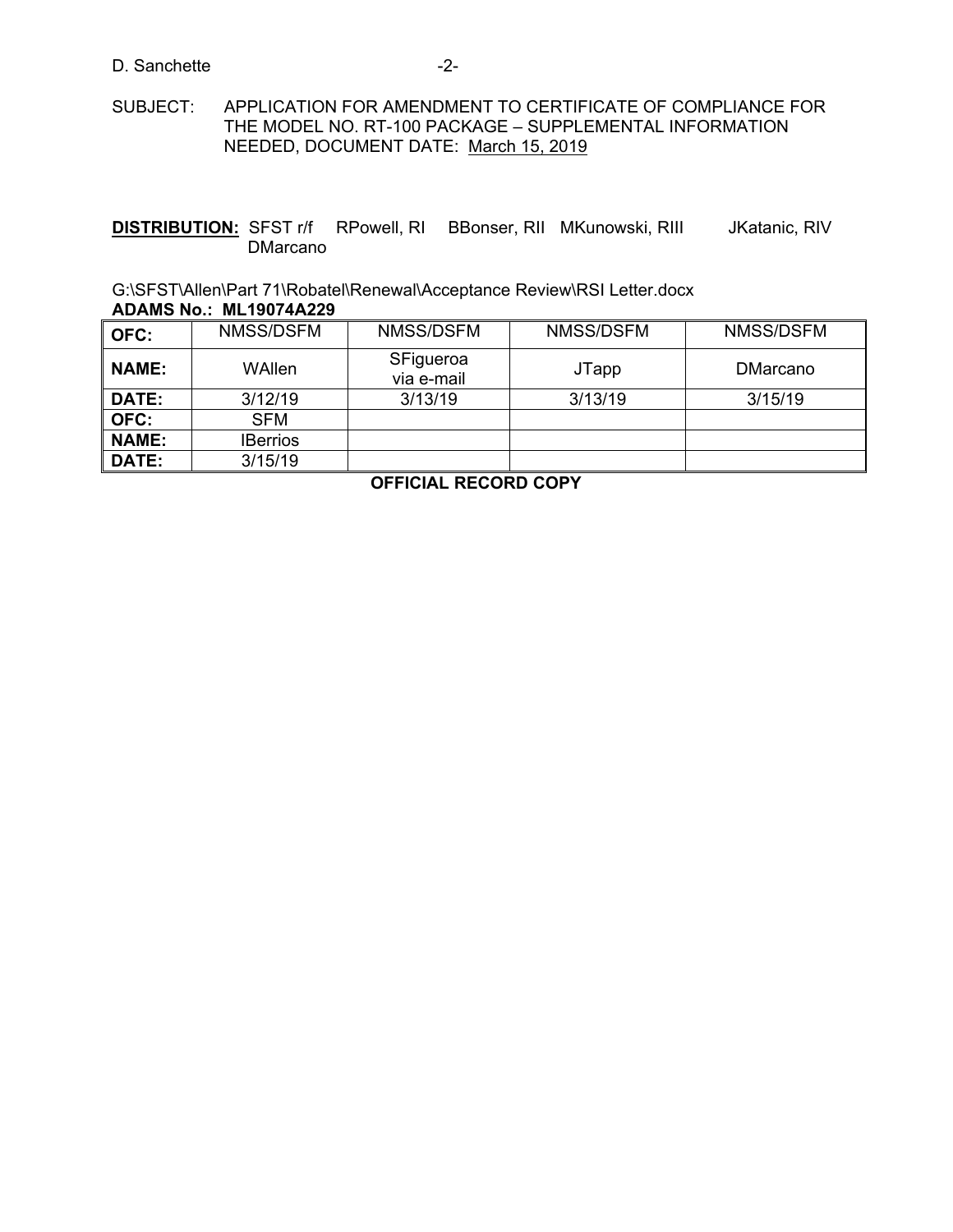SUBJECT: APPLICATION FOR AMENDMENT TO CERTIFICATE OF COMPLIANCE FOR THE MODEL NO. RT-100 PACKAGE – SUPPLEMENTAL INFORMATION NEEDED, DOCUMENT DATE: March 15, 2019

**DISTRIBUTION:** SFST r/f RPowell, RI BBonser, RII MKunowski, RIII JKatanic, RIV DMarcano

G:\SFST\Allen\Part 71\Robatel\Renewal\Acceptance Review\RSI Letter.docx
**ADAMS No.: ML19074A229**

| **OFC:** | NMSS/DSFM | NMSS/DSFM | NMSS/DSFM | NMSS/DSFM |
|---|---|---|---|---|
| **NAME:** | WAllen | SFigueroa via e-mail | JTapp | DMarcano |
| **DATE:** | 3/12/19 | 3/13/19 | 3/13/19 | 3/15/19 |
| **OFC:** | SFM | | | |
| **NAME:** | IBerrios | | | |
| **DATE:** | 3/15/19 | | | |

**OFFICIAL RECORD COPY**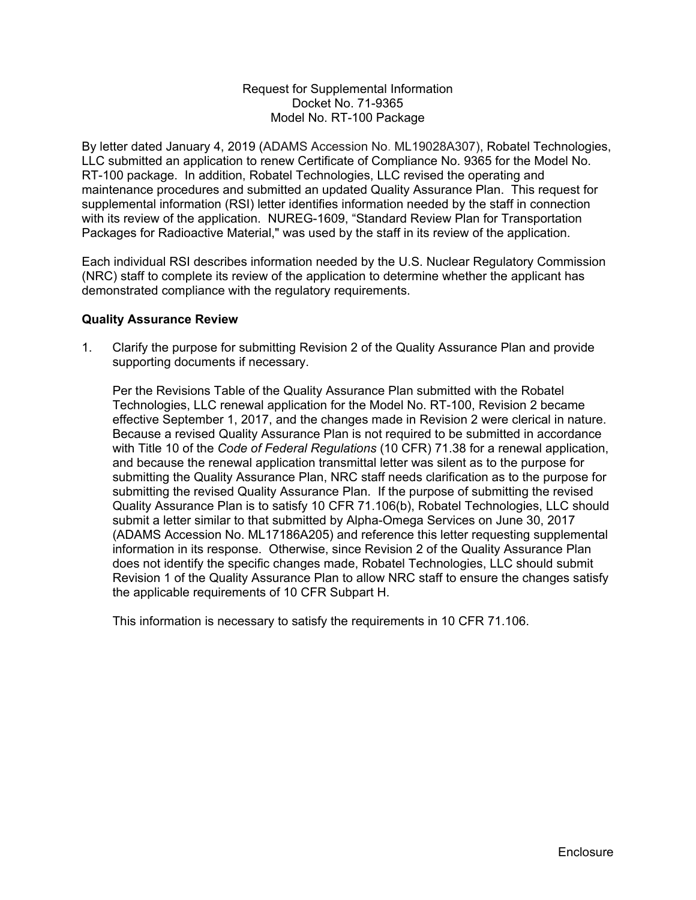Request for Supplemental Information
Docket No. 71-9365
Model No. RT-100 Package

By letter dated January 4, 2019 (ADAMS Accession No. ML19028A307), Robatel Technologies, LLC submitted an application to renew Certificate of Compliance No. 9365 for the Model No. RT-100 package. In addition, Robatel Technologies, LLC revised the operating and maintenance procedures and submitted an updated Quality Assurance Plan. This request for supplemental information (RSI) letter identifies information needed by the staff in connection with its review of the application. NUREG-1609, "Standard Review Plan for Transportation Packages for Radioactive Material," was used by the staff in its review of the application.

Each individual RSI describes information needed by the U.S. Nuclear Regulatory Commission (NRC) staff to complete its review of the application to determine whether the applicant has demonstrated compliance with the regulatory requirements.

**Quality Assurance Review**

1. Clarify the purpose for submitting Revision 2 of the Quality Assurance Plan and provide supporting documents if necessary.

   Per the Revisions Table of the Quality Assurance Plan submitted with the Robatel Technologies, LLC renewal application for the Model No. RT-100, Revision 2 became effective September 1, 2017, and the changes made in Revision 2 were clerical in nature. Because a revised Quality Assurance Plan is not required to be submitted in accordance with Title 10 of the *Code of Federal Regulations* (10 CFR) 71.38 for a renewal application, and because the renewal application transmittal letter was silent as to the purpose for submitting the Quality Assurance Plan, NRC staff needs clarification as to the purpose for submitting the revised Quality Assurance Plan. If the purpose of submitting the revised Quality Assurance Plan is to satisfy 10 CFR 71.106(b), Robatel Technologies, LLC should submit a letter similar to that submitted by Alpha-Omega Services on June 30, 2017 (ADAMS Accession No. ML17186A205) and reference this letter requesting supplemental information in its response. Otherwise, since Revision 2 of the Quality Assurance Plan does not identify the specific changes made, Robatel Technologies, LLC should submit Revision 1 of the Quality Assurance Plan to allow NRC staff to ensure the changes satisfy the applicable requirements of 10 CFR Subpart H.

   This information is necessary to satisfy the requirements in 10 CFR 71.106.

Enclosure